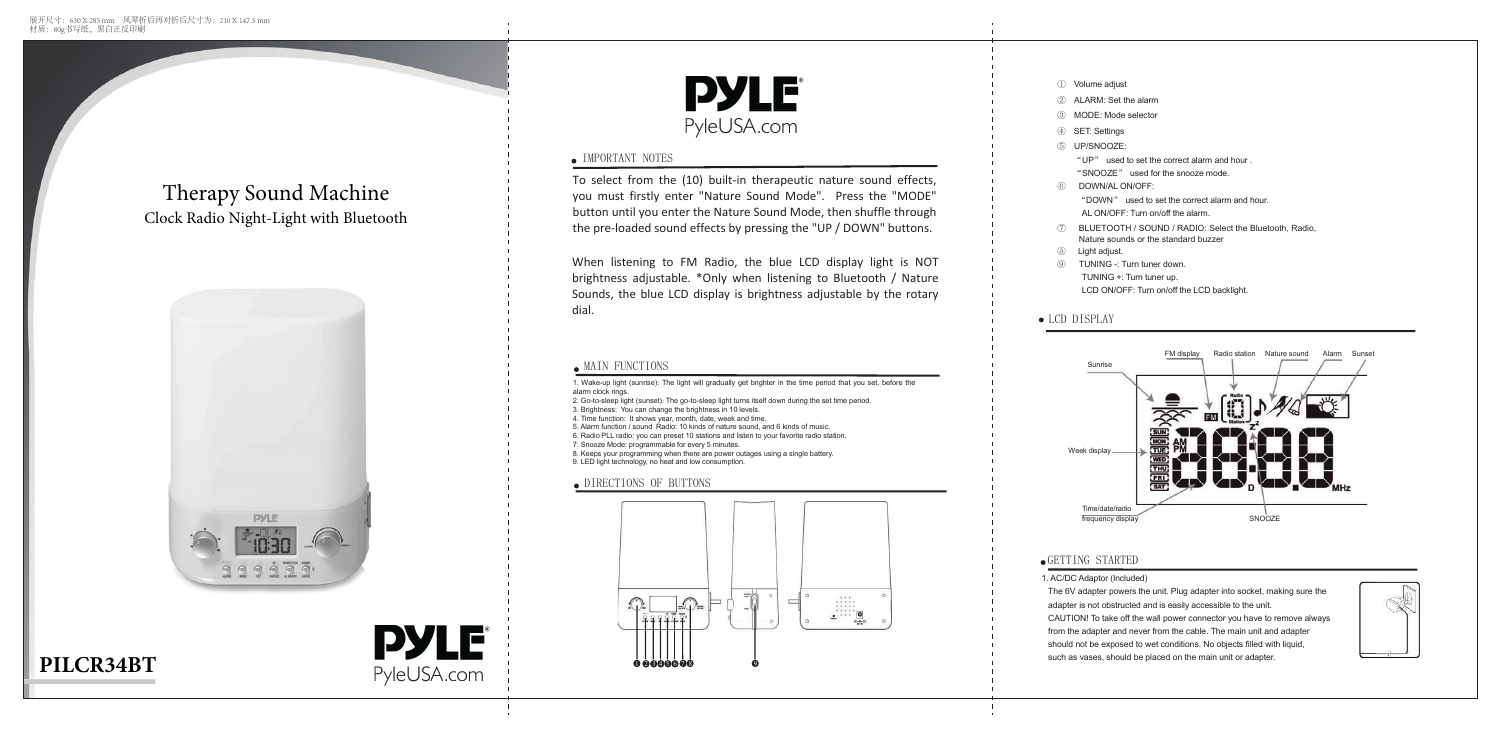展开尺寸：630 X 285 mm　风琴折后再对折后尺寸为：210 X 147.5 mm
材质：80g书写纸，黑白正反印刷

# Therapy Sound Machine

## Clock Radio Night-Light with Bluetooth

**PILCR34BT**

PYLE
PyleUSA.com

PYLE
PyleUSA.com

## IMPORTANT NOTES

To select from the (10) built-in therapeutic nature sound effects, you must firstly enter "Nature Sound Mode". Press the "MODE" button until you enter the Nature Sound Mode, then shuffle through the pre-loaded sound effects by pressing the "UP / DOWN" buttons.

When listening to FM Radio, the blue LCD display light is NOT brightness adjustable. *Only when listening to Bluetooth / Nature Sounds, the blue LCD display is brightness adjustable by the rotary dial.

## MAIN FUNCTIONS

1. Wake-up light (sunrise): The light will gradually get brighter in the time period that you set, before the alarm clock rings.
2. Go-to-sleep light (sunset): The go-to-sleep light turns itself down during the set time period.
3. Brightness: You can change the brightness in 10 levels.
4. Time function: It shows year, month, date, week and time.
5. Alarm function / sound Radio: 10 kinds of nature sound, and 6 kinds of music.
6. Radio PLL radio: you can preset 10 stations and listen to your favorite radio station.
7. Snooze Mode: programmable for every 5 minutes.
8. Keeps your programming when there are power outages using a single battery.
9. LED light technology, no heat and low consumption.

## DIRECTIONS OF BUTTONS

① Volume adjust
② ALARM: Set the alarm
③ MODE: Mode selector
④ SET: Settings
⑤ UP/SNOOZE:
"UP" used to set the correct alarm and hour .
"SNOOZE" used for the snooze mode.
⑥ DOWN/AL ON/OFF:
"DOWN" used to set the correct alarm and hour.
AL ON/OFF: Turn on/off the alarm.
⑦ BLUETOOTH / SOUND / RADIO: Select the Bluetooth, Radio, Nature sounds or the standard buzzer
⑧ Light adjust.
⑨ TUNING -: Turn tuner down.
TUNING +: Turn tuner up.
LCD ON/OFF: Turn on/off the LCD backlight.

## LCD DISPLAY

Sunrise, FM display, Radio station, Nature sound, Alarm, Sunset, Week display, Time/date/radio frequency display, SNOOZE

## GETTING STARTED

1. AC/DC Adaptor (Included)

The 6V adapter powers the unit. Plug adapter into socket, making sure the adapter is not obstructed and is easily accessible to the unit.
CAUTION! To take off the wall power connector you have to remove always from the adapter and never from the cable. The main unit and adapter should not be exposed to wet conditions. No objects filled with liquid, such as vases, should be placed on the main unit or adapter.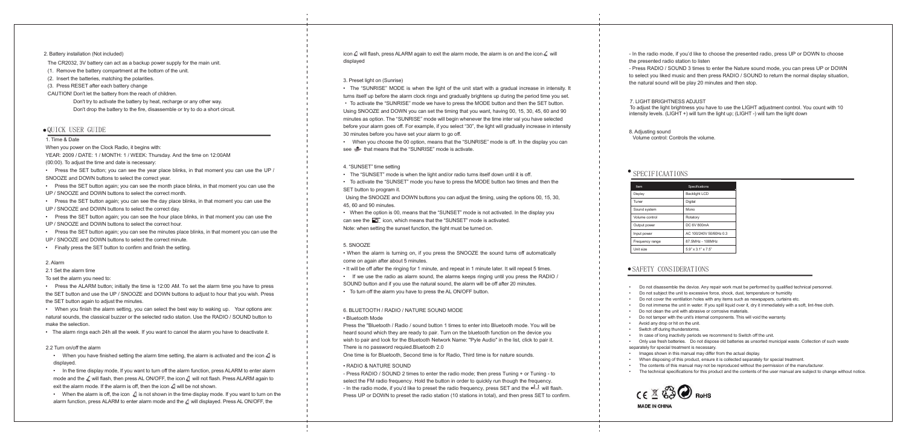2. Battery installation (Not included)

The CR2032, 3V battery can act as a backup power supply for the main unit.

(1. Remove the battery compartment at the bottom of the unit.

(2. Insert the batteries, matching the polarities.

(3. Press RESET after each battery change

CAUTION! Don't let the battery from the reach of children.

Don't try to activate the battery by heat, recharge or any other way.

Don't drop the battery to the fire, disassemble or try to do a short circuit.

# QUICK USER GUIDE

1. Time & Date

When you power on the Clock Radio, it begins with:

YEAR: 2009 / DATE: 1 / MONTH: 1 / WEEK: Thursday. And the time on 12:00AM (00:00). To adjust the time and date is necessary:

- Press the SET button; you can see the year place blinks, in that moment you can use the UP / SNOOZE and DOWN buttons to select the correct year.
- Press the SET button again; you can see the month place blinks, in that moment you can use the UP / SNOOZE and DOWN buttons to select the correct month.
- Press the SET button again; you can see the day place blinks, in that moment you can use the UP / SNOOZE and DOWN buttons to select the correct day.
- Press the SET button again; you can see the hour place blinks, in that moment you can use the UP / SNOOZE and DOWN buttons to select the correct hour.
- Press the SET button again; you can see the minutes place blinks, in that moment you can use the UP / SNOOZE and DOWN buttons to select the correct minute.
- Finally press the SET button to confirm and finish the setting.

2. Alarm

2.1 Set the alarm time

To set the alarm you need to:

- Press the ALARM button; initially the time is 12:00 AM. To set the alarm time you have to press the SET button and use the UP / SNOOZE and DOWN buttons to adjust to hour that you wish. Press the SET button again to adjust the minutes.
- When you finish the alarm setting, you can select the best way to waking up. Your options are: natural sounds, the classical buzzer or the selected radio station. Use the RADIO / SOUND button to make the selection.
- The alarm rings each 24h all the week. If you want to cancel the alarm you have to deactivate it.

2.2 Turn on/off the alarm

- When you have finished setting the alarm time setting, the alarm is activated and the icon is displayed.
- In the time display mode, If you want to turn off the alarm function, press ALARM to enter alarm mode and the will flash, then press AL ON/OFF, the icon will not flash. Press ALARM again to exit the alarm mode. If the alarm is off, then the icon will be not shown.
- When the alarm is off, the icon is not shown in the time display mode. If you want to turn on the alarm function, press ALARM to enter alarm mode and the will displayed. Press AL ON/OFF, the icon will flash, press ALARM again to exit the alarm mode, the alarm is on and the icon will displayed

3. Preset light on (Sunrise)

- The "SUNRISE" MODE is when the light of the unit start with a gradual increase in intensity. It turns itself up before the alarm clock rings and gradually brightens up during the period time you set.
- To activate the "SUNRISE" mode we have to press the MODE button and then the SET button. Using SNOOZE and DOWN you can set the timing that you want, having 00, 15, 30, 45, 60 and 90 minutes as option. The "SUNRISE" mode will begin whenever the time inter val you have selected before your alarm goes off. For example, if you select "30", the light will gradually increase in intensity 30 minutes before you have set your alarm to go off.
- When you choose the 00 option, means that the "SUNRISE" mode is off. In the display you can see that means that the "SUNRISE" mode is activate.

4. "SUNSET" time setting

- The "SUNSET" mode is when the light and/or radio turns itself down until it is off.
- To activate the "SUNSET" mode you have to press the MODE button two times and then the SET button to program it.

Using the SNOOZE and DOWN buttons you can adjust the timing, using the options 00, 15, 30, 45, 60 and 90 minutes.

- When the option is 00, means that the "SUNSET" mode is not activated. In the display you can see the icon, which means that the "SUNSET" mode is activated.

Note: when setting the sunset function, the light must be turned on.

5. SNOOZE

- When the alarm is turning on, if you press the SNOOZE the sound turns off automatically come on again after about 5 minutes.
- It will be off after the ringing for 1 minute, and repeat in 1 minute later. It will repeat 5 times.
- If we use the radio as alarm sound, the alarms keeps ringing until you press the RADIO / SOUND button and if you use the natural sound, the alarm will be off after 20 minutes.
- To turn off the alarm you have to press the AL ON/OFF button.

6. BLUETOOTH / RADIO / NATURE SOUND MODE

- Bluetooth Mode

Press the "Bluetooth / Radio / sound button 1 times to enter into Bluetooth mode. You will be heard sound which they are ready to pair. Turn on the bluetooth function on the device you wish to pair and look for the Bluetooth Network Name: "Pyle Audio" in the list, click to pair it. There is no password required.Bluetooth 2.0

One time is for Bluetooth, Second time is for Radio, Third time is for nature sounds.

- RADIO & NATURE SOUND

- Press RADIO / SOUND 2 times to enter the radio mode; then press Tuning + or Tuning - to select the FM radio frequency. Hold the button in order to quickly run though the frequency.
- In the radio mode, if you'd like to preset the radio frequency, press SET and the will flash. Press UP or DOWN to preset the radio station (10 stations in total), and then press SET to confirm.
- In the radio mode, if you'd like to choose the presented radio, press UP or DOWN to choose the presented radio station to listen
- Press RADIO / SOUND 3 times to enter the Nature sound mode, you can press UP or DOWN to select you liked music and then press RADIO / SOUND to return the normal display situation, the natural sound will be play 20 minutes and then stop.

7. LIGHT BRIGHTNESS ADJUST

To adjust the light brightness you have to use the LIGHT adjustment control. You count with 10 intensity levels. (LIGHT +) will turn the light up; (LIGHT -) will turn the light down

8. Adjusting sound

Volume control: Controls the volume.

# SPECIFICAATIONS

| Item | Specifications |
|---|---|
| Display | Backlight LCD |
| Tuner | Digital |
| Sound system | Mono |
| Volume control | Rotatory |
| Output power | DC 6V 800mA |
| Input power | AC 100/240V 50/60Hz 0.3 |
| Frequency range | 87.5MHz - 108MHz |
| Unit size | 5.9" x 3.1" x 7.5" |

# SAFETY CONSIDERATIONS

- Do not disassemble the device. Any repair work must be performed by qualified technical personnel.
- Do not subject the unit to excessive force, shock, dust, temperature or humidity
- Do not cover the ventilation holes with any items such as newspapers, curtains etc.
- Do not immerse the unit in water. If you spill liquid over it, dry it immediately with a soft, lint-free cloth.
- Do not clean the unit with abrasive or corrosive materials.
- Do not tamper with the unit's internal components. This will void the warranty.
- Avoid any drop or hit on the unit.
- Switch off during thunderstorms.
- In case of long inactivity periods we recommend to Switch off the unit.
- Only use fresh batteries. Do not dispose old batteries as unsorted municipal waste. Collection of such waste separately for special treatment is necessary.
- Images shown in this manual may differ from the actual display.
- When disposing of this product, ensure it is collected separately for special treatment.
- The contents of this manual may not be reproduced without the permission of the manufacturer.
- The technical specifications for this product and the contents of the user manual are subject to change without notice.

CE RoHS

MADE IN CHINA